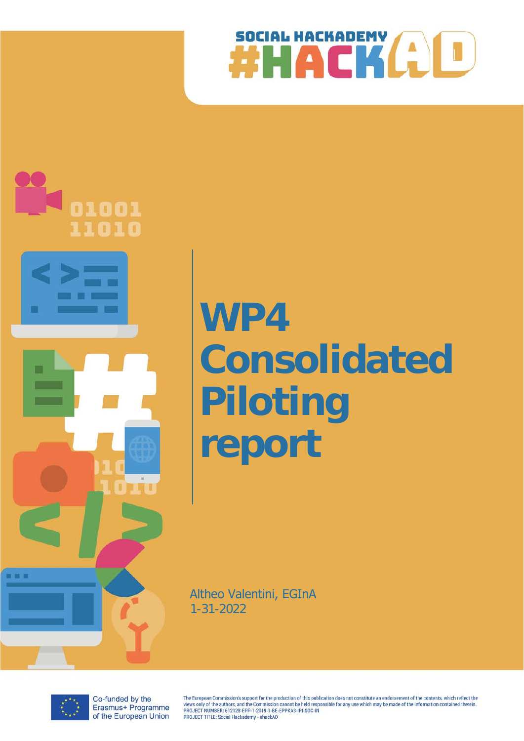SOCIAL HACKADEMY

#HACKAD

# WP4 Consolidated Piloting report

Altheo Valentini, EGInA
1-31-2022

Co-funded by the Erasmus+ Programme of the European Union

The European Commission's support for the production of this publication does not constitute an endorsement of the contents, which reflect the views only of the authors, and the Commission cannot be held responsible for any use which may be made of the information contained therein.
PROJECT NUMBER: 612128-EPP-1-2019-1-BE-EPPKA3-IPI-SOC-IN
PROJECT TITLE: Social Hackademy - #hackAD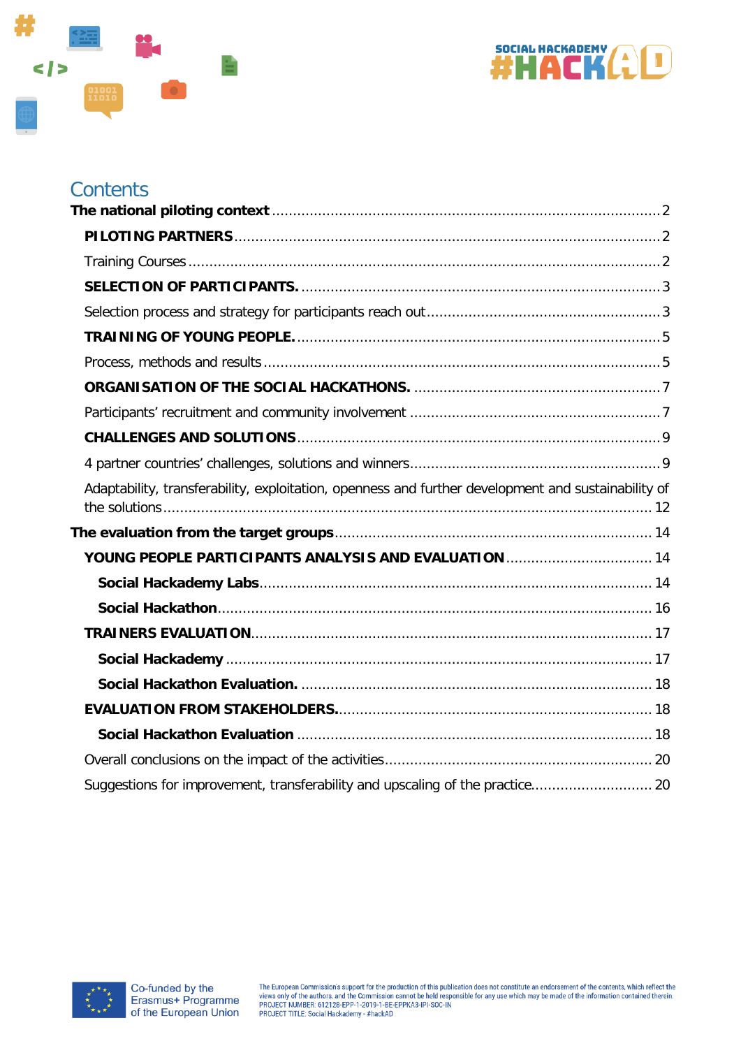# Contents

**The national piloting context** ........ 2

- **PILOTING PARTNERS** ........ 2
- Training Courses ........ 2
- **SELECTION OF PARTICIPANTS.** ........ 3
- Selection process and strategy for participants reach out ........ 3
- **TRAINING OF YOUNG PEOPLE.** ........ 5
- Process, methods and results ........ 5
- **ORGANISATION OF THE SOCIAL HACKATHONS.** ........ 7
- Participants' recruitment and community involvement ........ 7
- **CHALLENGES AND SOLUTIONS** ........ 9
- 4 partner countries' challenges, solutions and winners ........ 9
- Adaptability, transferability, exploitation, openness and further development and sustainability of the solutions ........ 12

**The evaluation from the target groups** ........ 14

- **YOUNG PEOPLE PARTICIPANTS ANALYSIS AND EVALUATION** ........ 14
  - **Social Hackademy Labs** ........ 14
  - **Social Hackathon** ........ 16
- **TRAINERS EVALUATION** ........ 17
  - **Social Hackademy** ........ 17
  - **Social Hackathon Evaluation.** ........ 18
- **EVALUATION FROM STAKEHOLDERS.** ........ 18
  - **Social Hackathon Evaluation** ........ 18
- Overall conclusions on the impact of the activities ........ 20
- Suggestions for improvement, transferability and upscaling of the practice ........ 20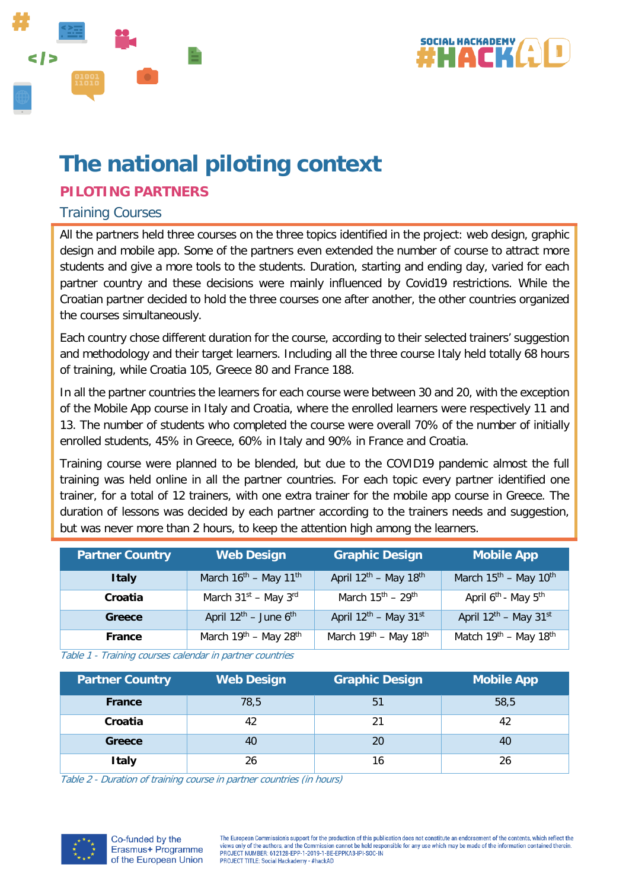# The national piloting context

## PILOTING PARTNERS

### Training Courses

All the partners held three courses on the three topics identified in the project: web design, graphic design and mobile app. Some of the partners even extended the number of course to attract more students and give a more tools to the students. Duration, starting and ending day, varied for each partner country and these decisions were mainly influenced by Covid19 restrictions. While the Croatian partner decided to hold the three courses one after another, the other countries organized the courses simultaneously.

Each country chose different duration for the course, according to their selected trainers' suggestion and methodology and their target learners. Including all the three course Italy held totally 68 hours of training, while Croatia 105, Greece 80 and France 188.

In all the partner countries the learners for each course were between 30 and 20, with the exception of the Mobile App course in Italy and Croatia, where the enrolled learners were respectively 11 and 13. The number of students who completed the course were overall 70% of the number of initially enrolled students, 45% in Greece, 60% in Italy and 90% in France and Croatia.

Training course were planned to be blended, but due to the COVID19 pandemic almost the full training was held online in all the partner countries. For each topic every partner identified one trainer, for a total of 12 trainers, with one extra trainer for the mobile app course in Greece. The duration of lessons was decided by each partner according to the trainers needs and suggestion, but was never more than 2 hours, to keep the attention high among the learners.

| Partner Country | Web Design | Graphic Design | Mobile App |
|---|---|---|---|
| **Italy** | March 16th – May 11th | April 12th – May 18th | March 15th – May 10th |
| **Croatia** | March 31st – May 3rd | March 15th – 29th | April 6th - May 5th |
| **Greece** | April 12th – June 6th | April 12th – May 31st | April 12th – May 31st |
| **France** | March 19th – May 28th | March 19th – May 18th | Match 19th – May 18th |

*Table 1 - Training courses calendar in partner countries*

| Partner Country | Web Design | Graphic Design | Mobile App |
|---|---|---|---|
| **France** | 78,5 | 51 | 58,5 |
| **Croatia** | 42 | 21 | 42 |
| **Greece** | 40 | 20 | 40 |
| **Italy** | 26 | 16 | 26 |

*Table 2 - Duration of training course in partner countries (in hours)*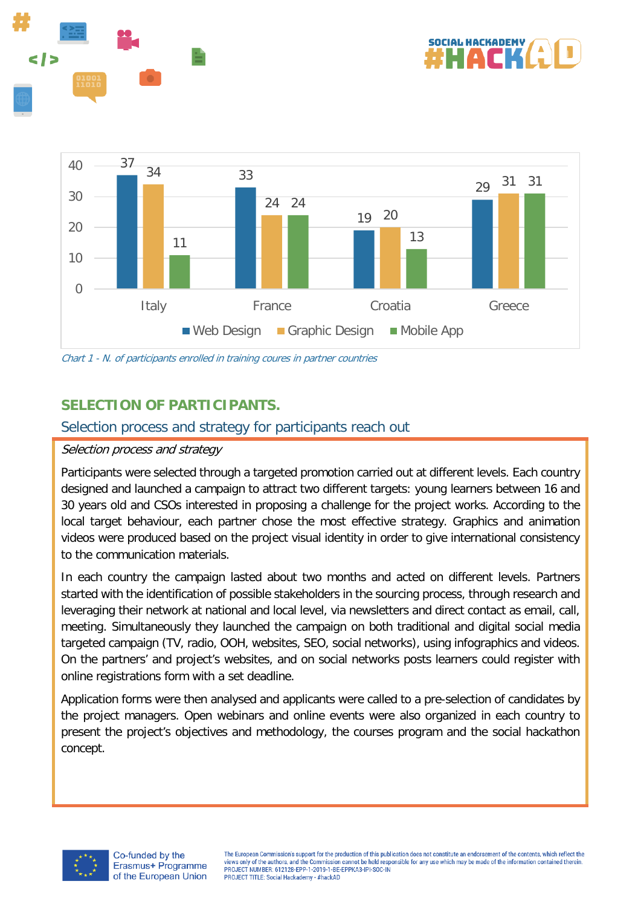| | Web Design | Graphic Design | Mobile App |
|---|---|---|---|
| Italy | 37 | 34 | 11 |
| France | 33 | 24 | 24 |
| Croatia | 19 | 20 | 13 |
| Greece | 29 | 31 | 31 |

*Chart 1 - N. of participants enrolled in training coures in partner countries*

## SELECTION OF PARTICIPANTS.

### Selection process and strategy for participants reach out

*Selection process and strategy*

Participants were selected through a targeted promotion carried out at different levels. Each country designed and launched a campaign to attract two different targets: young learners between 16 and 30 years old and CSOs interested in proposing a challenge for the project works. According to the local target behaviour, each partner chose the most effective strategy. Graphics and animation videos were produced based on the project visual identity in order to give international consistency to the communication materials.

In each country the campaign lasted about two months and acted on different levels. Partners started with the identification of possible stakeholders in the sourcing process, through research and leveraging their network at national and local level, via newsletters and direct contact as email, call, meeting. Simultaneously they launched the campaign on both traditional and digital social media targeted campaign (TV, radio, OOH, websites, SEO, social networks), using infographics and videos. On the partners' and project's websites, and on social networks posts learners could register with online registrations form with a set deadline.

Application forms were then analysed and applicants were called to a pre-selection of candidates by the project managers. Open webinars and online events were also organized in each country to present the project's objectives and methodology, the courses program and the social hackathon concept.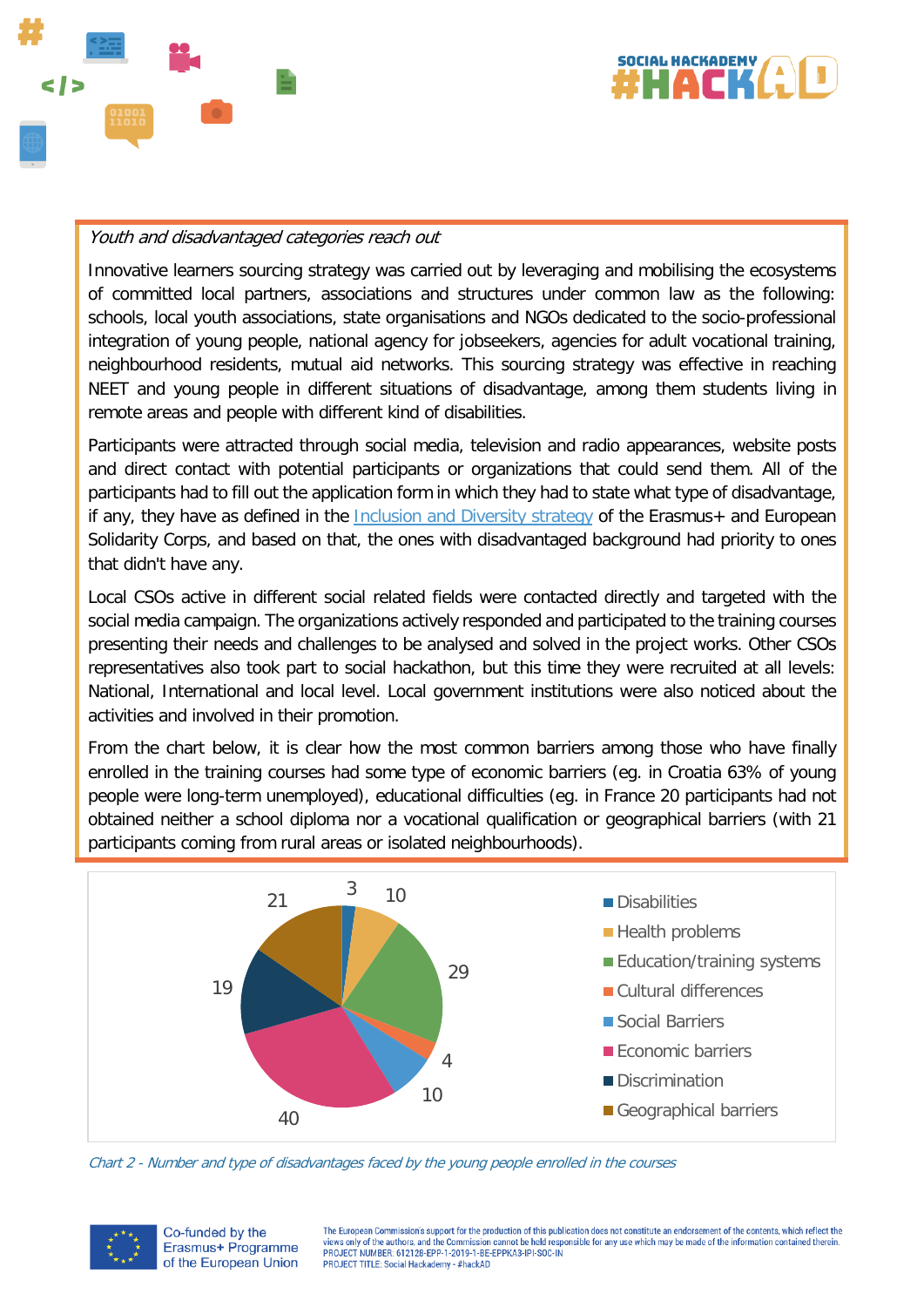*Youth and disadvantaged categories reach out*

Innovative learners sourcing strategy was carried out by leveraging and mobilising the ecosystems of committed local partners, associations and structures under common law as the following: schools, local youth associations, state organisations and NGOs dedicated to the socio-professional integration of young people, national agency for jobseekers, agencies for adult vocational training, neighbourhood residents, mutual aid networks. This sourcing strategy was effective in reaching NEET and young people in different situations of disadvantage, among them students living in remote areas and people with different kind of disabilities.

Participants were attracted through social media, television and radio appearances, website posts and direct contact with potential participants or organizations that could send them. All of the participants had to fill out the application form in which they had to state what type of disadvantage, if any, they have as defined in the Inclusion and Diversity strategy of the Erasmus+ and European Solidarity Corps, and based on that, the ones with disadvantaged background had priority to ones that didn't have any.

Local CSOs active in different social related fields were contacted directly and targeted with the social media campaign. The organizations actively responded and participated to the training courses presenting their needs and challenges to be analysed and solved in the project works. Other CSOs representatives also took part to social hackathon, but this time they were recruited at all levels: National, International and local level. Local government institutions were also noticed about the activities and involved in their promotion.

From the chart below, it is clear how the most common barriers among those who have finally enrolled in the training courses had some type of economic barriers (eg. in Croatia 63% of young people were long-term unemployed), educational difficulties (eg. in France 20 participants had not obtained neither a school diploma nor a vocational qualification or geographical barriers (with 21 participants coming from rural areas or isolated neighbourhoods).

| Type of disadvantage | Number |
|---|---|
| Disabilities | 3 |
| Health problems | 10 |
| Education/training systems | 29 |
| Cultural differences | 4 |
| Social Barriers | 10 |
| Economic barriers | 40 |
| Discrimination | 19 |
| Geographical barriers | 21 |

*Chart 2 - Number and type of disadvantages faced by the young people enrolled in the courses*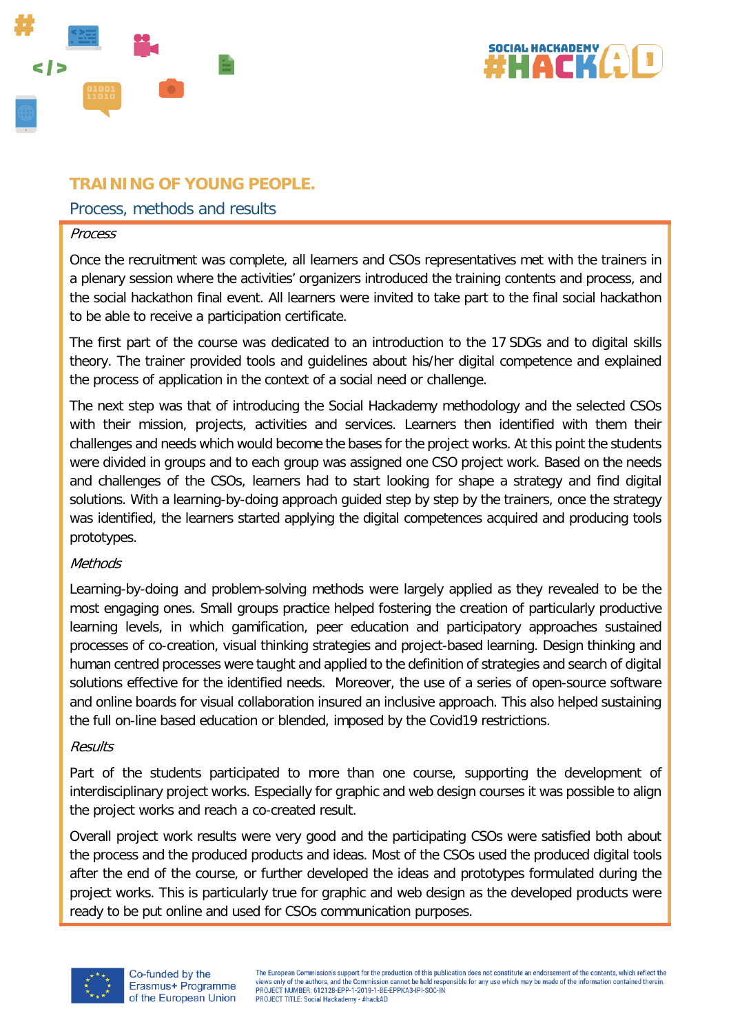## TRAINING OF YOUNG PEOPLE.

### Process, methods and results

*Process*

Once the recruitment was complete, all learners and CSOs representatives met with the trainers in a plenary session where the activities' organizers introduced the training contents and process, and the social hackathon final event. All learners were invited to take part to the final social hackathon to be able to receive a participation certificate.

The first part of the course was dedicated to an introduction to the 17 SDGs and to digital skills theory. The trainer provided tools and guidelines about his/her digital competence and explained the process of application in the context of a social need or challenge.

The next step was that of introducing the Social Hackademy methodology and the selected CSOs with their mission, projects, activities and services. Learners then identified with them their challenges and needs which would become the bases for the project works. At this point the students were divided in groups and to each group was assigned one CSO project work. Based on the needs and challenges of the CSOs, learners had to start looking for shape a strategy and find digital solutions. With a learning-by-doing approach guided step by step by the trainers, once the strategy was identified, the learners started applying the digital competences acquired and producing tools prototypes.

*Methods*

Learning-by-doing and problem-solving methods were largely applied as they revealed to be the most engaging ones. Small groups practice helped fostering the creation of particularly productive learning levels, in which gamification, peer education and participatory approaches sustained processes of co-creation, visual thinking strategies and project-based learning. Design thinking and human centred processes were taught and applied to the definition of strategies and search of digital solutions effective for the identified needs. Moreover, the use of a series of open-source software and online boards for visual collaboration insured an inclusive approach. This also helped sustaining the full on-line based education or blended, imposed by the Covid19 restrictions.

*Results*

Part of the students participated to more than one course, supporting the development of interdisciplinary project works. Especially for graphic and web design courses it was possible to align the project works and reach a co-created result.

Overall project work results were very good and the participating CSOs were satisfied both about the process and the produced products and ideas. Most of the CSOs used the produced digital tools after the end of the course, or further developed the ideas and prototypes formulated during the project works. This is particularly true for graphic and web design as the developed products were ready to be put online and used for CSOs communication purposes.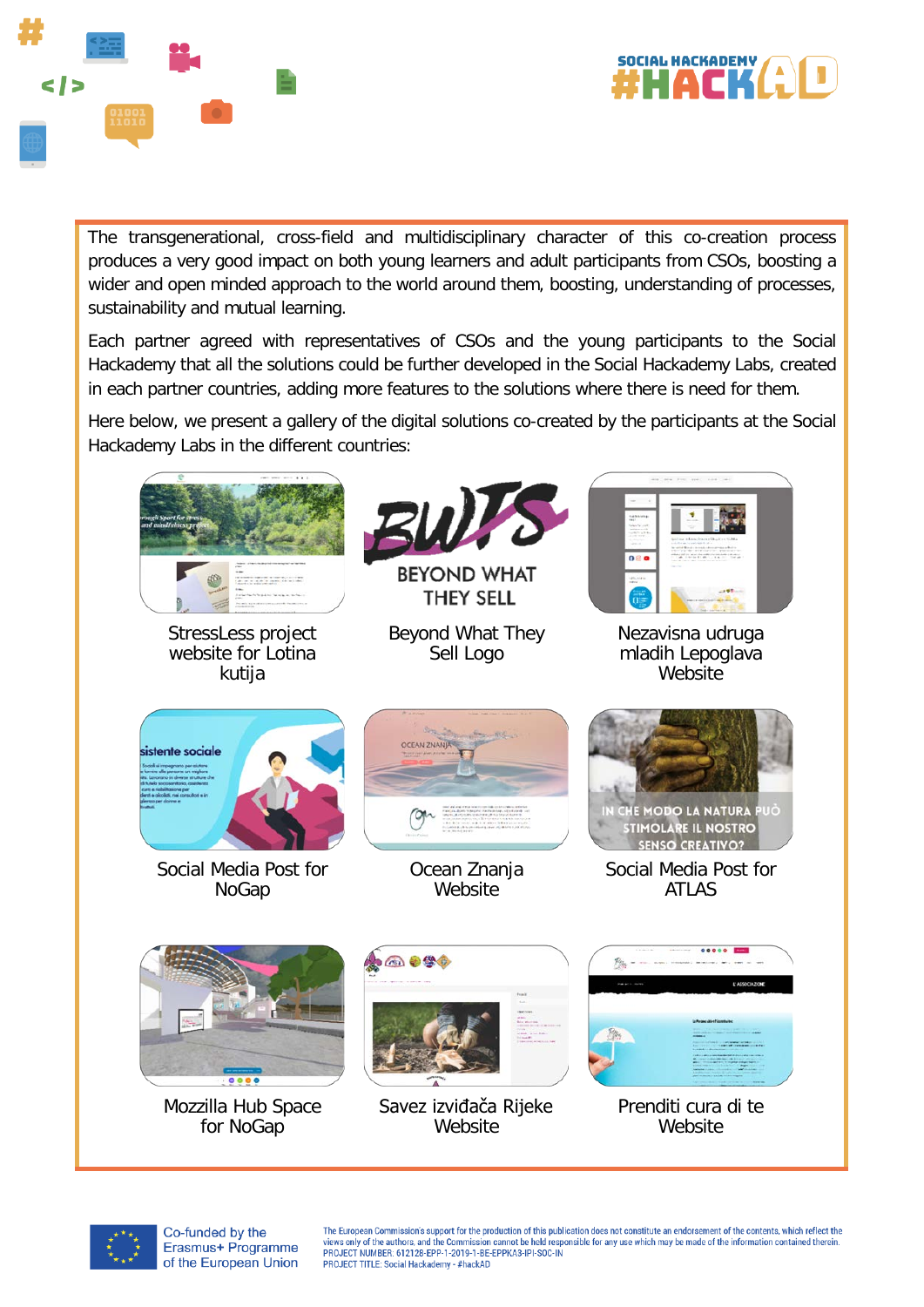The transgenerational, cross-field and multidisciplinary character of this co-creation process produces a very good impact on both young learners and adult participants from CSOs, boosting a wider and open minded approach to the world around them, boosting, understanding of processes, sustainability and mutual learning.

Each partner agreed with representatives of CSOs and the young participants to the Social Hackademy that all the solutions could be further developed in the Social Hackademy Labs, created in each partner countries, adding more features to the solutions where there is need for them.

Here below, we present a gallery of the digital solutions co-created by the participants at the Social Hackademy Labs in the different countries:

StressLess project website for Lotina kutija

Beyond What They Sell Logo

Nezavisna udruga mladih Lepoglava Website

Social Media Post for NoGap

Ocean Znanja Website

Social Media Post for ATLAS

Mozzilla Hub Space for NoGap

Savez izviđača Rijeke Website

Prenditi cura di te Website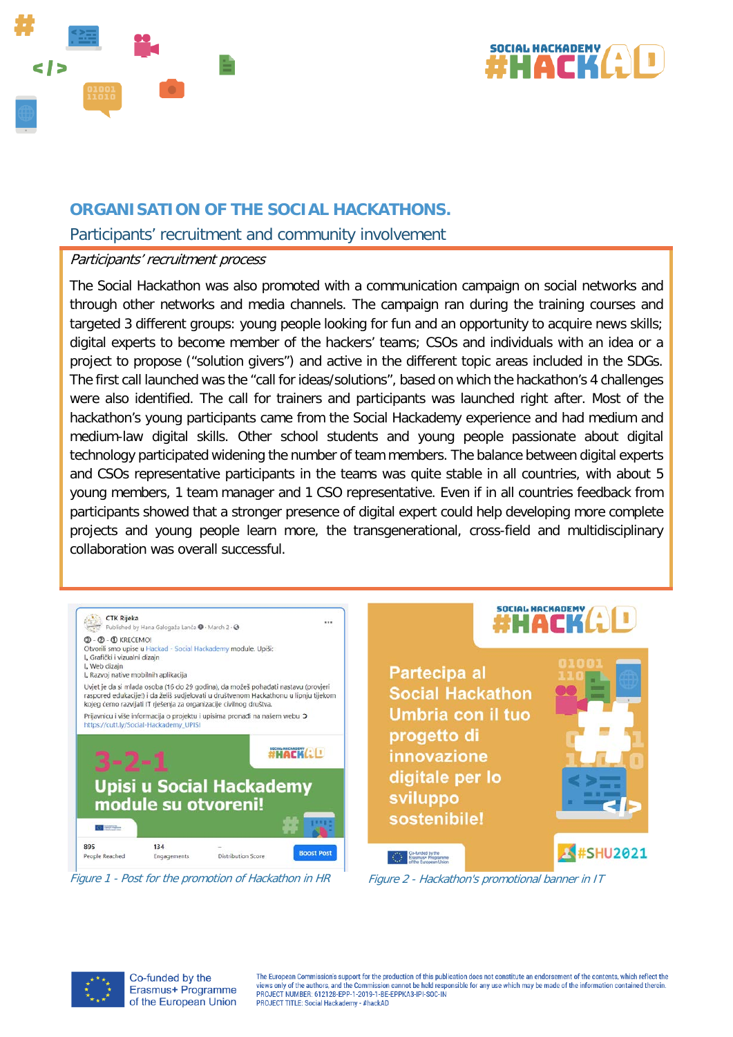## ORGANISATION OF THE SOCIAL HACKATHONS.

### Participants' recruitment and community involvement

*Participants' recruitment process*

The Social Hackathon was also promoted with a communication campaign on social networks and through other networks and media channels. The campaign ran during the training courses and targeted 3 different groups: young people looking for fun and an opportunity to acquire news skills; digital experts to become member of the hackers' teams; CSOs and individuals with an idea or a project to propose ("solution givers") and active in the different topic areas included in the SDGs. The first call launched was the "call for ideas/solutions", based on which the hackathon's 4 challenges were also identified. The call for trainers and participants was launched right after. Most of the hackathon's young participants came from the Social Hackademy experience and had medium and medium-law digital skills. Other school students and young people passionate about digital technology participated widening the number of team members. The balance between digital experts and CSOs representative participants in the teams was quite stable in all countries, with about 5 young members, 1 team manager and 1 CSO representative. Even if in all countries feedback from participants showed that a stronger presence of digital expert could help developing more complete projects and young people learn more, the transgenerational, cross-field and multidisciplinary collaboration was overall successful.

*Figure 1 - Post for the promotion of Hackathon in HR*

*Figure 2 - Hackathon's promotional banner in IT*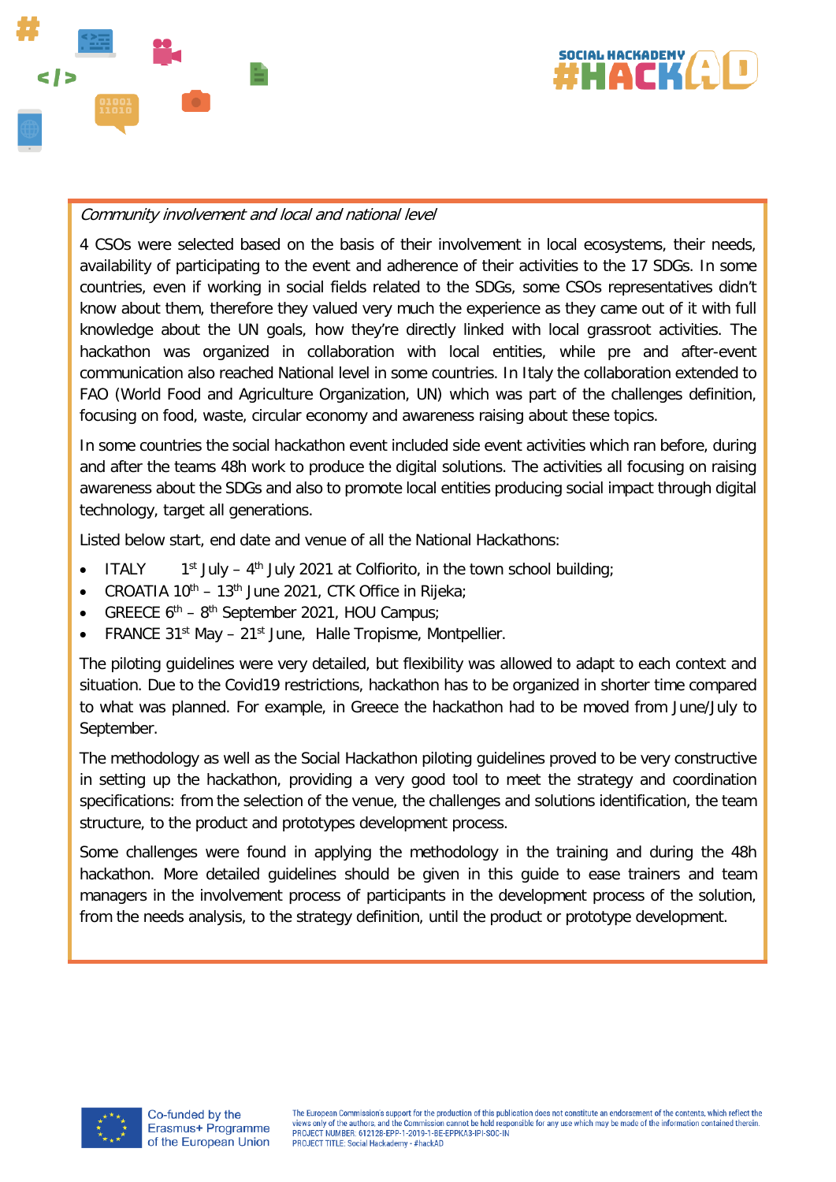*Community involvement and local and national level*

4 CSOs were selected based on the basis of their involvement in local ecosystems, their needs, availability of participating to the event and adherence of their activities to the 17 SDGs. In some countries, even if working in social fields related to the SDGs, some CSOs representatives didn't know about them, therefore they valued very much the experience as they came out of it with full knowledge about the UN goals, how they're directly linked with local grassroot activities. The hackathon was organized in collaboration with local entities, while pre and after-event communication also reached National level in some countries. In Italy the collaboration extended to FAO (World Food and Agriculture Organization, UN) which was part of the challenges definition, focusing on food, waste, circular economy and awareness raising about these topics.

In some countries the social hackathon event included side event activities which ran before, during and after the teams 48h work to produce the digital solutions. The activities all focusing on raising awareness about the SDGs and also to promote local entities producing social impact through digital technology, target all generations.

Listed below start, end date and venue of all the National Hackathons:

- ITALY 1st July – 4th July 2021 at Colfiorito, in the town school building;
- CROATIA 10th – 13th June 2021, CTK Office in Rijeka;
- GREECE 6th – 8th September 2021, HOU Campus;
- FRANCE 31st May – 21st June, Halle Tropisme, Montpellier.

The piloting guidelines were very detailed, but flexibility was allowed to adapt to each context and situation. Due to the Covid19 restrictions, hackathon has to be organized in shorter time compared to what was planned. For example, in Greece the hackathon had to be moved from June/July to September.

The methodology as well as the Social Hackathon piloting guidelines proved to be very constructive in setting up the hackathon, providing a very good tool to meet the strategy and coordination specifications: from the selection of the venue, the challenges and solutions identification, the team structure, to the product and prototypes development process.

Some challenges were found in applying the methodology in the training and during the 48h hackathon. More detailed guidelines should be given in this guide to ease trainers and team managers in the involvement process of participants in the development process of the solution, from the needs analysis, to the strategy definition, until the product or prototype development.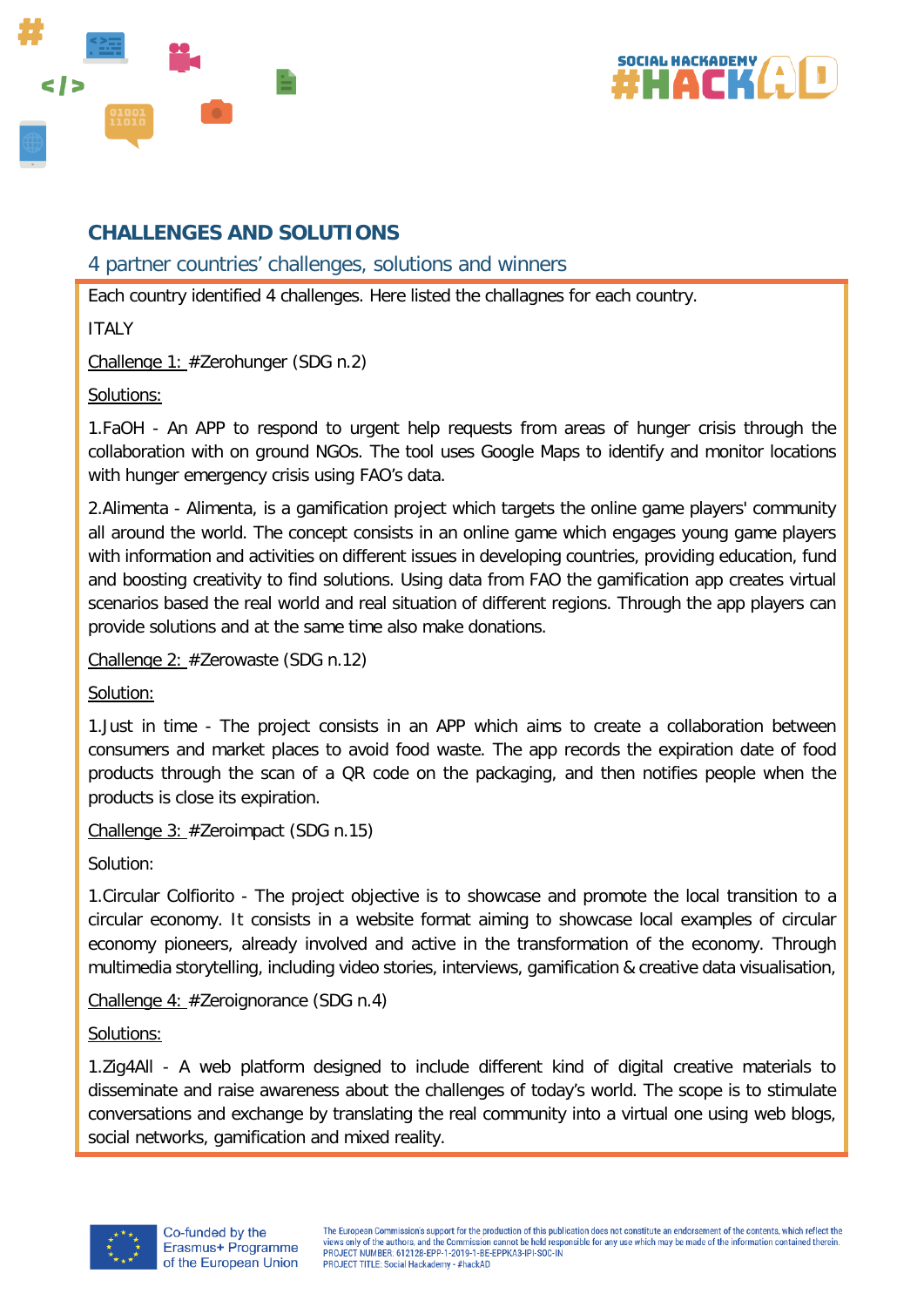## CHALLENGES AND SOLUTIONS

### 4 partner countries' challenges, solutions and winners

Each country identified 4 challenges. Here listed the challagnes for each country.

ITALY

Challenge 1: #Zerohunger (SDG n.2)

Solutions:

1.FaOH - An APP to respond to urgent help requests from areas of hunger crisis through the collaboration with on ground NGOs. The tool uses Google Maps to identify and monitor locations with hunger emergency crisis using FAO's data.

2.Alimenta - Alimenta, is a gamification project which targets the online game players' community all around the world. The concept consists in an online game which engages young game players with information and activities on different issues in developing countries, providing education, fund and boosting creativity to find solutions. Using data from FAO the gamification app creates virtual scenarios based the real world and real situation of different regions. Through the app players can provide solutions and at the same time also make donations.

Challenge 2: #Zerowaste (SDG n.12)

Solution:

1.Just in time - The project consists in an APP which aims to create a collaboration between consumers and market places to avoid food waste. The app records the expiration date of food products through the scan of a QR code on the packaging, and then notifies people when the products is close its expiration.

Challenge 3: #Zeroimpact (SDG n.15)

Solution:

1.Circular Colfiorito - The project objective is to showcase and promote the local transition to a circular economy. It consists in a website format aiming to showcase local examples of circular economy pioneers, already involved and active in the transformation of the economy. Through multimedia storytelling, including video stories, interviews, gamification & creative data visualisation,

Challenge 4: #Zeroignorance (SDG n.4)

Solutions:

1.Zig4All - A web platform designed to include different kind of digital creative materials to disseminate and raise awareness about the challenges of today's world. The scope is to stimulate conversations and exchange by translating the real community into a virtual one using web blogs, social networks, gamification and mixed reality.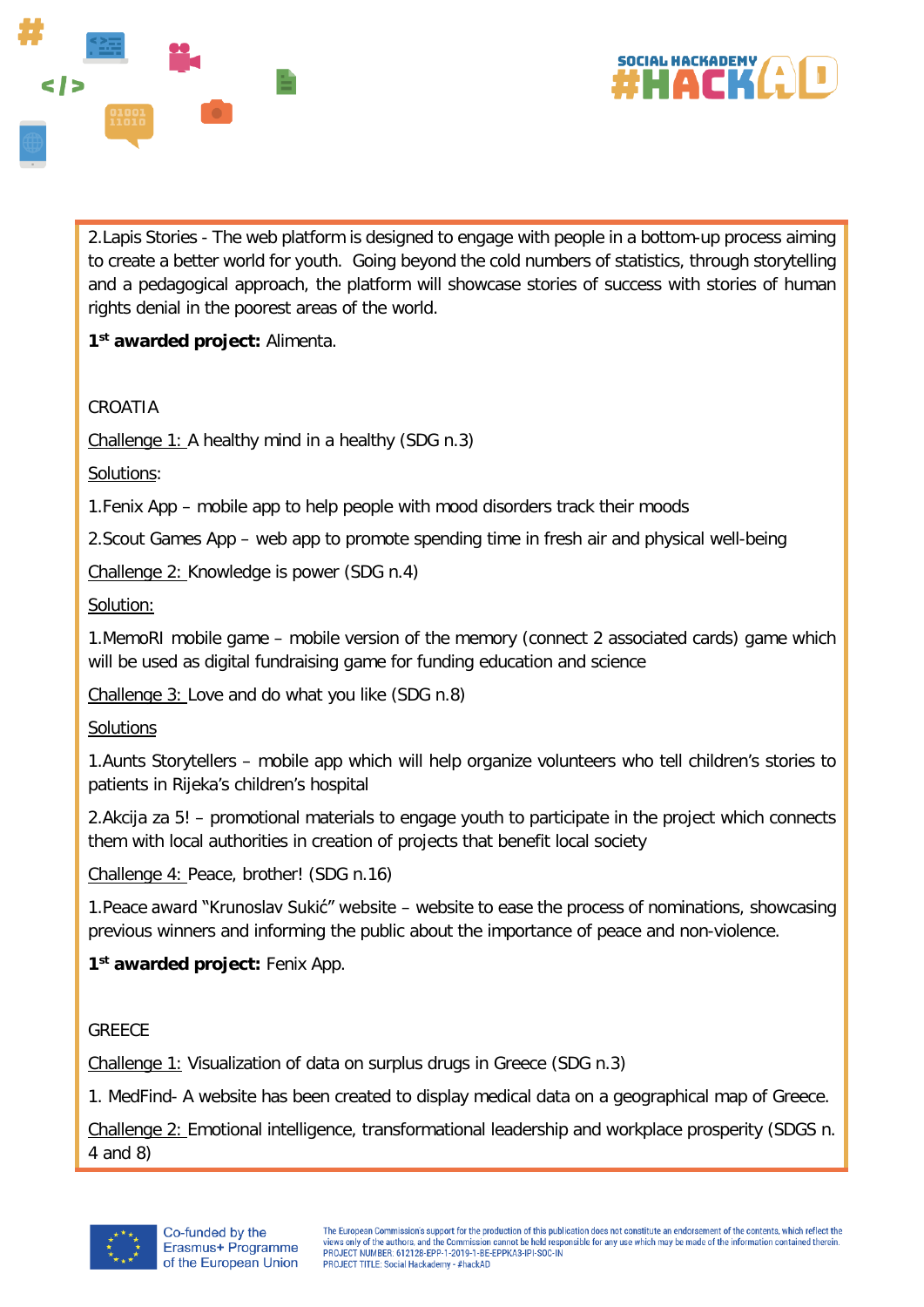2.Lapis Stories - The web platform is designed to engage with people in a bottom-up process aiming to create a better world for youth. Going beyond the cold numbers of statistics, through storytelling and a pedagogical approach, the platform will showcase stories of success with stories of human rights denial in the poorest areas of the world.

**1st awarded project:** Alimenta.

CROATIA

Challenge 1: A healthy mind in a healthy (SDG n.3)

Solutions:

1.Fenix App – mobile app to help people with mood disorders track their moods

2.Scout Games App – web app to promote spending time in fresh air and physical well-being

Challenge 2: Knowledge is power (SDG n.4)

Solution:

1.MemoRI mobile game – mobile version of the memory (connect 2 associated cards) game which will be used as digital fundraising game for funding education and science

Challenge 3: Love and do what you like (SDG n.8)

Solutions

1.Aunts Storytellers – mobile app which will help organize volunteers who tell children's stories to patients in Rijeka's children's hospital

2.Akcija za 5! – promotional materials to engage youth to participate in the project which connects them with local authorities in creation of projects that benefit local society

Challenge 4: Peace, brother! (SDG n.16)

1.Peace award "Krunoslav Sukić" website – website to ease the process of nominations, showcasing previous winners and informing the public about the importance of peace and non-violence.

**1st awarded project:** Fenix App.

GREECE

Challenge 1: Visualization of data on surplus drugs in Greece (SDG n.3)

1. MedFind- A website has been created to display medical data on a geographical map of Greece.

Challenge 2: Emotional intelligence, transformational leadership and workplace prosperity (SDGS n. 4 and 8)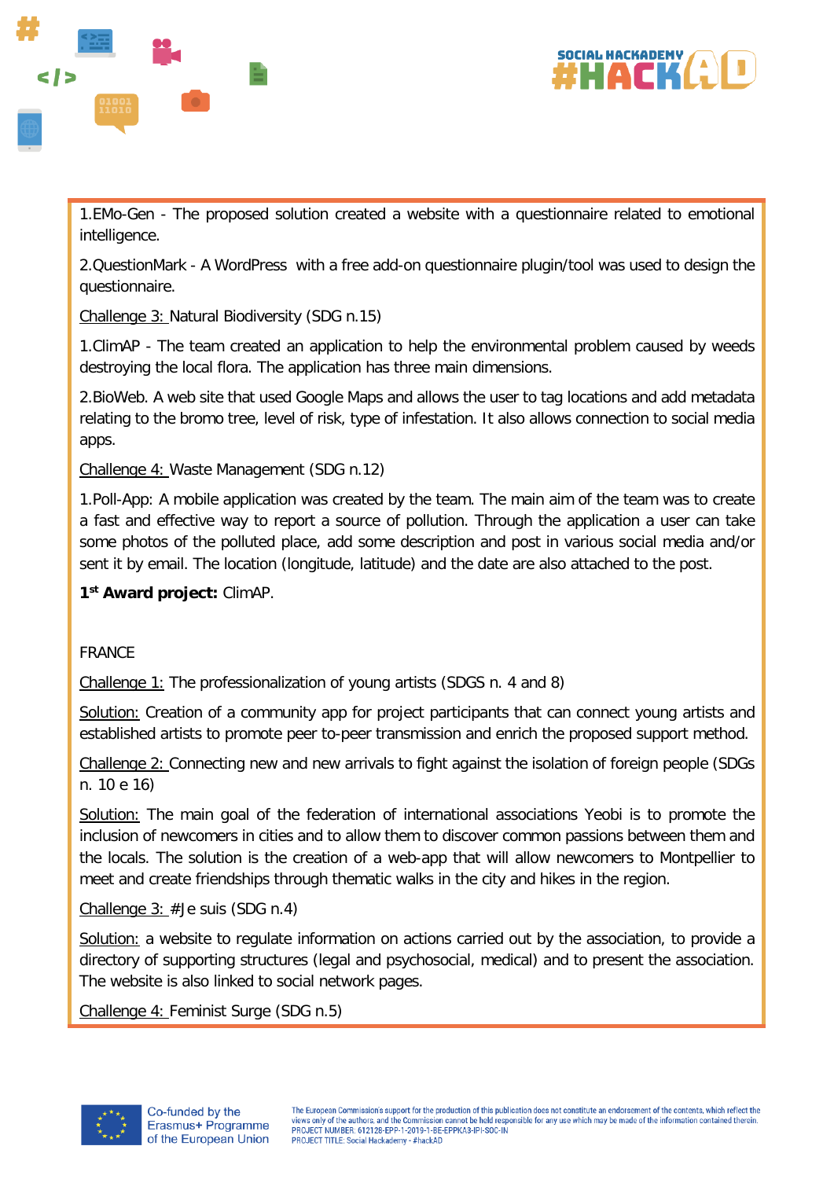1.EMo-Gen - The proposed solution created a website with a questionnaire related to emotional intelligence.

2.QuestionMark - A WordPress with a free add-on questionnaire plugin/tool was used to design the questionnaire.

Challenge 3: Natural Biodiversity (SDG n.15)

1.ClimAP - The team created an application to help the environmental problem caused by weeds destroying the local flora. The application has three main dimensions.

2.BioWeb. A web site that used Google Maps and allows the user to tag locations and add metadata relating to the bromo tree, level of risk, type of infestation. It also allows connection to social media apps.

Challenge 4: Waste Management (SDG n.12)

1.Poll-App: A mobile application was created by the team. The main aim of the team was to create a fast and effective way to report a source of pollution. Through the application a user can take some photos of the polluted place, add some description and post in various social media and/or sent it by email. The location (longitude, latitude) and the date are also attached to the post.

**1st Award project:** ClimAP.

FRANCE

Challenge 1: The professionalization of young artists (SDGS n. 4 and 8)

Solution: Creation of a community app for project participants that can connect young artists and established artists to promote peer to-peer transmission and enrich the proposed support method.

Challenge 2: Connecting new and new arrivals to fight against the isolation of foreign people (SDGs n. 10 e 16)

Solution: The main goal of the federation of international associations Yeobi is to promote the inclusion of newcomers in cities and to allow them to discover common passions between them and the locals. The solution is the creation of a web-app that will allow newcomers to Montpellier to meet and create friendships through thematic walks in the city and hikes in the region.

Challenge 3: #Je suis (SDG n.4)

Solution: a website to regulate information on actions carried out by the association, to provide a directory of supporting structures (legal and psychosocial, medical) and to present the association. The website is also linked to social network pages.

Challenge 4: Feminist Surge (SDG n.5)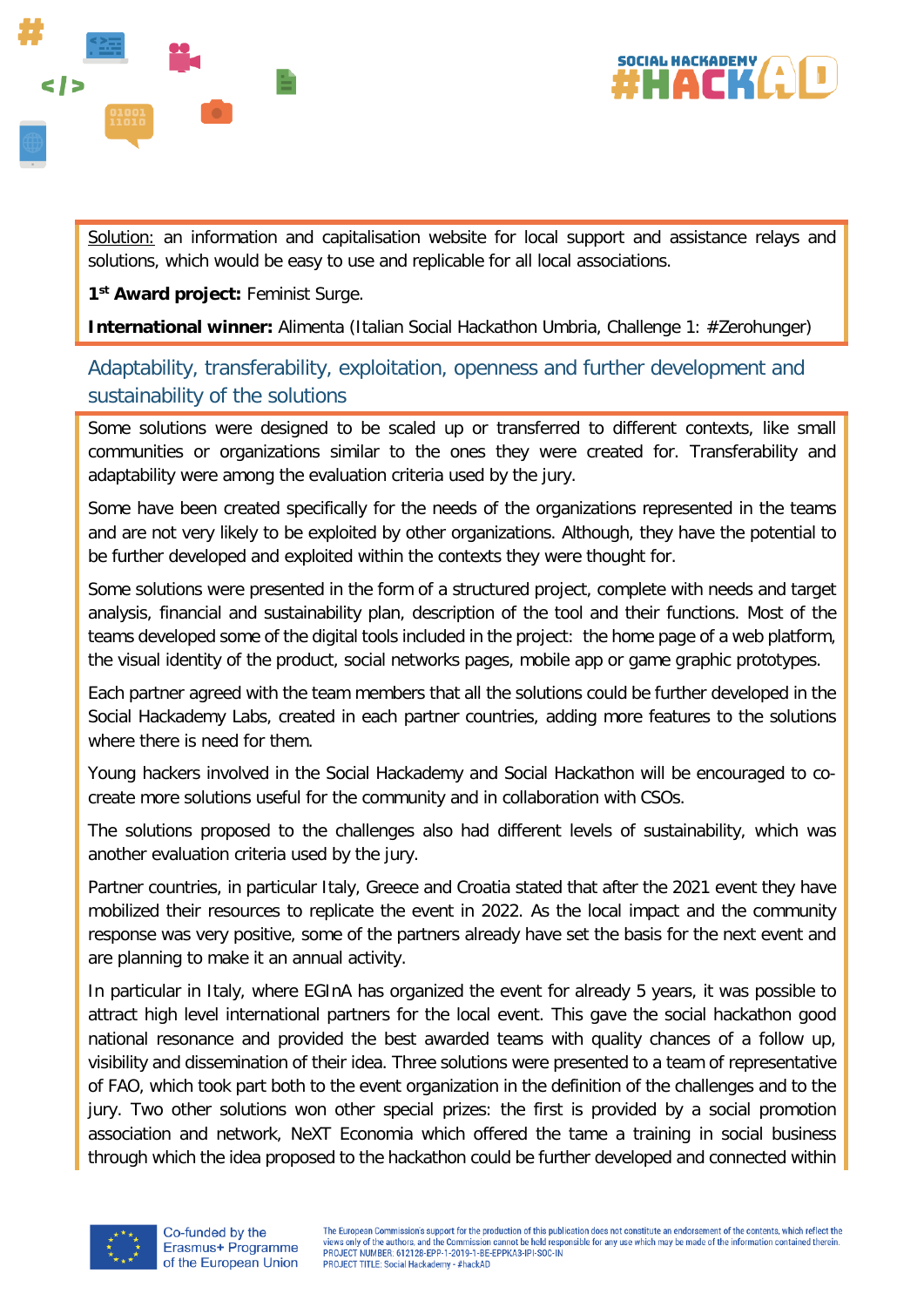Solution: an information and capitalisation website for local support and assistance relays and solutions, which would be easy to use and replicable for all local associations.

**1st Award project:** Feminist Surge.

**International winner:** Alimenta (Italian Social Hackathon Umbria, Challenge 1: #Zerohunger)

## Adaptability, transferability, exploitation, openness and further development and sustainability of the solutions

Some solutions were designed to be scaled up or transferred to different contexts, like small communities or organizations similar to the ones they were created for. Transferability and adaptability were among the evaluation criteria used by the jury.

Some have been created specifically for the needs of the organizations represented in the teams and are not very likely to be exploited by other organizations. Although, they have the potential to be further developed and exploited within the contexts they were thought for.

Some solutions were presented in the form of a structured project, complete with needs and target analysis, financial and sustainability plan, description of the tool and their functions. Most of the teams developed some of the digital tools included in the project: the home page of a web platform, the visual identity of the product, social networks pages, mobile app or game graphic prototypes.

Each partner agreed with the team members that all the solutions could be further developed in the Social Hackademy Labs, created in each partner countries, adding more features to the solutions where there is need for them.

Young hackers involved in the Social Hackademy and Social Hackathon will be encouraged to co-create more solutions useful for the community and in collaboration with CSOs.

The solutions proposed to the challenges also had different levels of sustainability, which was another evaluation criteria used by the jury.

Partner countries, in particular Italy, Greece and Croatia stated that after the 2021 event they have mobilized their resources to replicate the event in 2022. As the local impact and the community response was very positive, some of the partners already have set the basis for the next event and are planning to make it an annual activity.

In particular in Italy, where EGInA has organized the event for already 5 years, it was possible to attract high level international partners for the local event. This gave the social hackathon good national resonance and provided the best awarded teams with quality chances of a follow up, visibility and dissemination of their idea. Three solutions were presented to a team of representative of FAO, which took part both to the event organization in the definition of the challenges and to the jury. Two other solutions won other special prizes: the first is provided by a social promotion association and network, NeXT Economia which offered the tame a training in social business through which the idea proposed to the hackathon could be further developed and connected within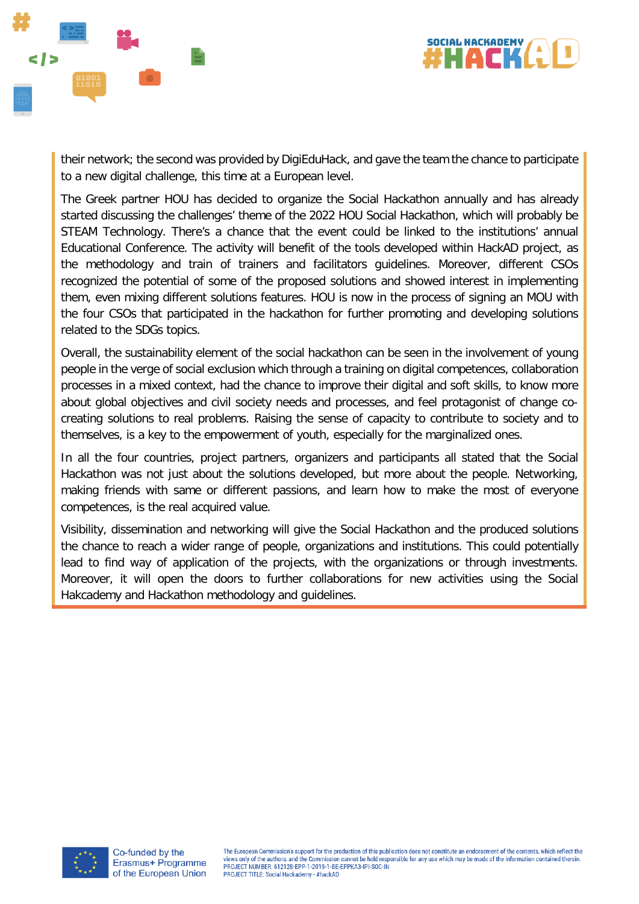their network; the second was provided by DigiEduHack, and gave the team the chance to participate to a new digital challenge, this time at a European level.

The Greek partner HOU has decided to organize the Social Hackathon annually and has already started discussing the challenges' theme of the 2022 HOU Social Hackathon, which will probably be STEAM Technology. There's a chance that the event could be linked to the institutions' annual Educational Conference. The activity will benefit of the tools developed within HackAD project, as the methodology and train of trainers and facilitators guidelines. Moreover, different CSOs recognized the potential of some of the proposed solutions and showed interest in implementing them, even mixing different solutions features. HOU is now in the process of signing an MOU with the four CSOs that participated in the hackathon for further promoting and developing solutions related to the SDGs topics.

Overall, the sustainability element of the social hackathon can be seen in the involvement of young people in the verge of social exclusion which through a training on digital competences, collaboration processes in a mixed context, had the chance to improve their digital and soft skills, to know more about global objectives and civil society needs and processes, and feel protagonist of change co-creating solutions to real problems. Raising the sense of capacity to contribute to society and to themselves, is a key to the empowerment of youth, especially for the marginalized ones.

In all the four countries, project partners, organizers and participants all stated that the Social Hackathon was not just about the solutions developed, but more about the people. Networking, making friends with same or different passions, and learn how to make the most of everyone competences, is the real acquired value.

Visibility, dissemination and networking will give the Social Hackathon and the produced solutions the chance to reach a wider range of people, organizations and institutions. This could potentially lead to find way of application of the projects, with the organizations or through investments. Moreover, it will open the doors to further collaborations for new activities using the Social Hakcademy and Hackathon methodology and guidelines.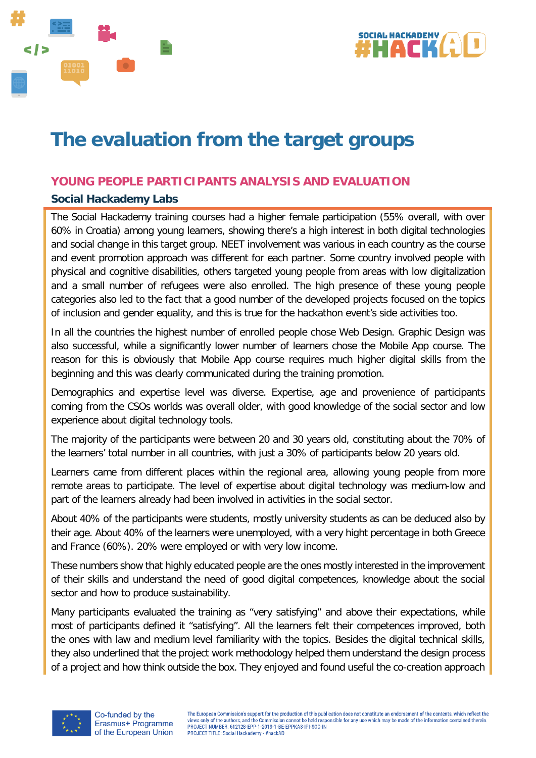# The evaluation from the target groups

## YOUNG PEOPLE PARTICIPANTS ANALYSIS AND EVALUATION

### Social Hackademy Labs

The Social Hackademy training courses had a higher female participation (55% overall, with over 60% in Croatia) among young learners, showing there's a high interest in both digital technologies and social change in this target group. NEET involvement was various in each country as the course and event promotion approach was different for each partner. Some country involved people with physical and cognitive disabilities, others targeted young people from areas with low digitalization and a small number of refugees were also enrolled. The high presence of these young people categories also led to the fact that a good number of the developed projects focused on the topics of inclusion and gender equality, and this is true for the hackathon event's side activities too.

In all the countries the highest number of enrolled people chose Web Design. Graphic Design was also successful, while a significantly lower number of learners chose the Mobile App course. The reason for this is obviously that Mobile App course requires much higher digital skills from the beginning and this was clearly communicated during the training promotion.

Demographics and expertise level was diverse. Expertise, age and provenience of participants coming from the CSOs worlds was overall older, with good knowledge of the social sector and low experience about digital technology tools.

The majority of the participants were between 20 and 30 years old, constituting about the 70% of the learners' total number in all countries, with just a 30% of participants below 20 years old.

Learners came from different places within the regional area, allowing young people from more remote areas to participate. The level of expertise about digital technology was medium-low and part of the learners already had been involved in activities in the social sector.

About 40% of the participants were students, mostly university students as can be deduced also by their age. About 40% of the learners were unemployed, with a very hight percentage in both Greece and France (60%). 20% were employed or with very low income.

These numbers show that highly educated people are the ones mostly interested in the improvement of their skills and understand the need of good digital competences, knowledge about the social sector and how to produce sustainability.

Many participants evaluated the training as "very satisfying" and above their expectations, while most of participants defined it "satisfying". All the learners felt their competences improved, both the ones with law and medium level familiarity with the topics. Besides the digital technical skills, they also underlined that the project work methodology helped them understand the design process of a project and how think outside the box. They enjoyed and found useful the co-creation approach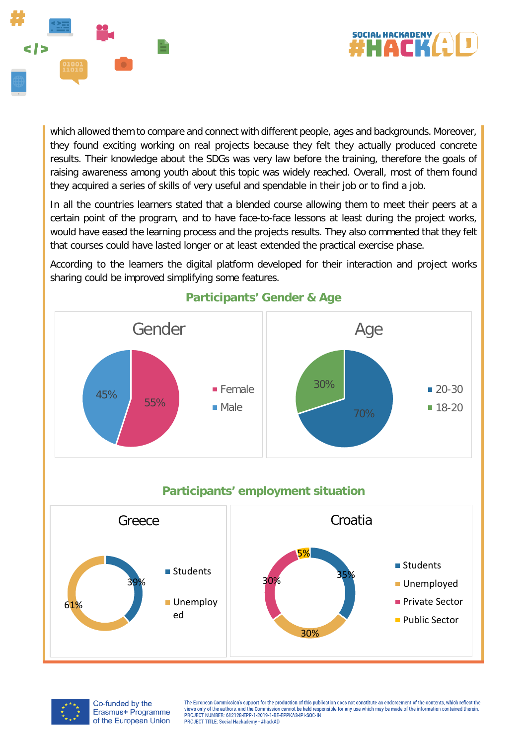which allowed them to compare and connect with different people, ages and backgrounds. Moreover, they found exciting working on real projects because they felt they actually produced concrete results. Their knowledge about the SDGs was very law before the training, therefore the goals of raising awareness among youth about this topic was widely reached. Overall, most of them found they acquired a series of skills of very useful and spendable in their job or to find a job.

In all the countries learners stated that a blended course allowing them to meet their peers at a certain point of the program, and to have face-to-face lessons at least during the project works, would have eased the learning process and the projects results. They also commented that they felt that courses could have lasted longer or at least extended the practical exercise phase.

According to the learners the digital platform developed for their interaction and project works sharing could be improved simplifying some features.

## Participants' Gender & Age

**Gender**

| Gender | % |
|---|---|
| Female | 55% |
| Male | 45% |

**Age**

| Age | % |
|---|---|
| 20-30 | 70% |
| 18-20 | 30% |

## Participants' employment situation

**Greece**

| Situation | % |
|---|---|
| Students | 39% |
| Unemployed | 61% |

**Croatia**

| Situation | % |
|---|---|
| Students | 35% |
| Unemployed | 30% |
| Private Sector | 30% |
| Public Sector | 5% |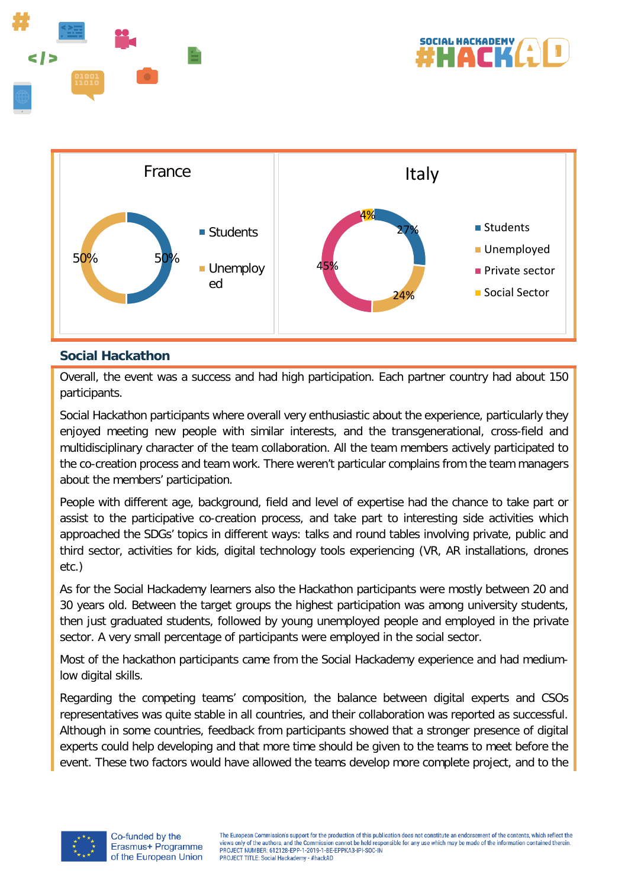France

- Students: 50%
- Unemployed: 50%

Italy

- Students: 27%
- Unemployed: 24%
- Private sector: 45%
- Social Sector: 4%

## Social Hackathon

Overall, the event was a success and had high participation. Each partner country had about 150 participants.

Social Hackathon participants where overall very enthusiastic about the experience, particularly they enjoyed meeting new people with similar interests, and the transgenerational, cross-field and multidisciplinary character of the team collaboration. All the team members actively participated to the co-creation process and team work. There weren't particular complains from the team managers about the members' participation.

People with different age, background, field and level of expertise had the chance to take part or assist to the participative co-creation process, and take part to interesting side activities which approached the SDGs' topics in different ways: talks and round tables involving private, public and third sector, activities for kids, digital technology tools experiencing (VR, AR installations, drones etc.)

As for the Social Hackademy learners also the Hackathon participants were mostly between 20 and 30 years old. Between the target groups the highest participation was among university students, then just graduated students, followed by young unemployed people and employed in the private sector. A very small percentage of participants were employed in the social sector.

Most of the hackathon participants came from the Social Hackademy experience and had medium-low digital skills.

Regarding the competing teams' composition, the balance between digital experts and CSOs representatives was quite stable in all countries, and their collaboration was reported as successful. Although in some countries, feedback from participants showed that a stronger presence of digital experts could help developing and that more time should be given to the teams to meet before the event. These two factors would have allowed the teams develop more complete project, and to the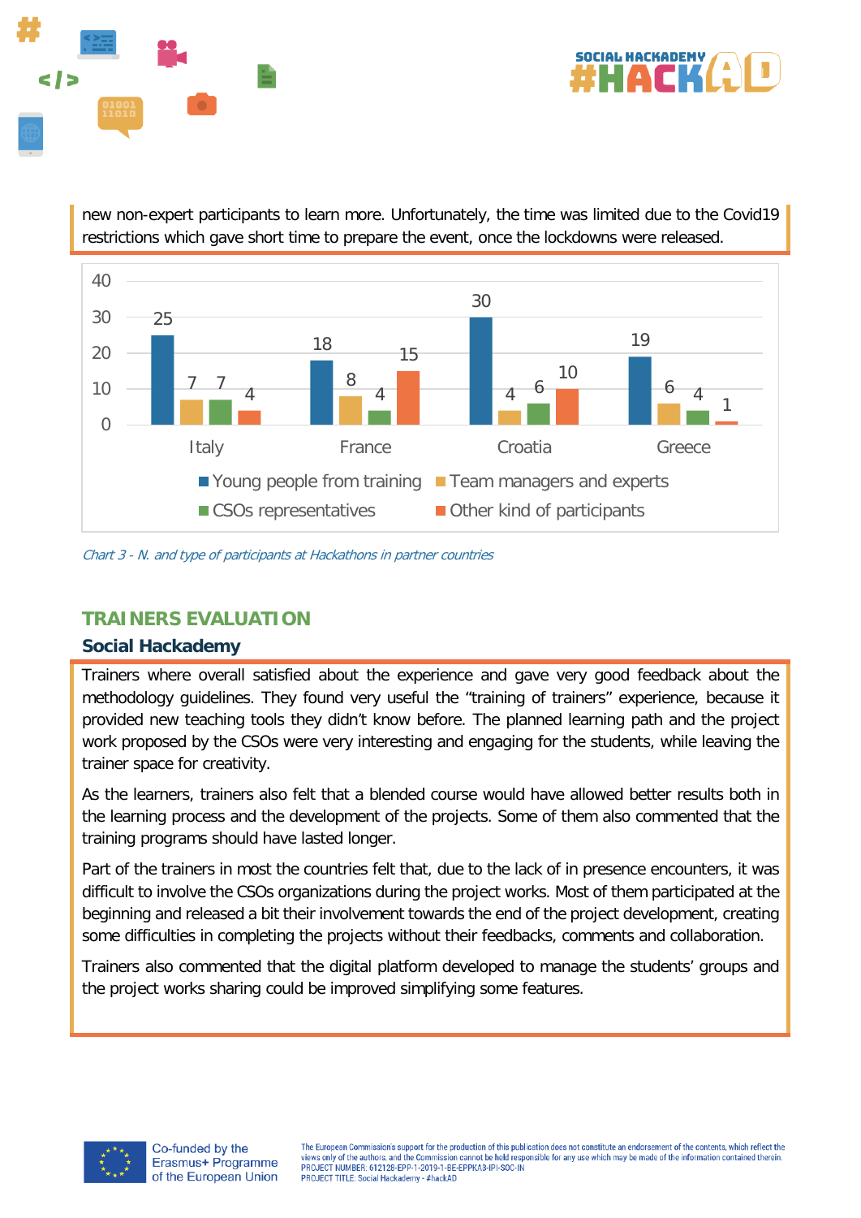new non-expert participants to learn more. Unfortunately, the time was limited due to the Covid19 restrictions which gave short time to prepare the event, once the lockdowns were released.

| | Young people from training | Team managers and experts | CSOs representatives | Other kind of participants |
|---|---|---|---|---|
| Italy | 25 | 7 | 7 | 4 |
| France | 18 | 8 | 4 | 15 |
| Croatia | 30 | 4 | 6 | 10 |
| Greece | 19 | 6 | 4 | 1 |

*Chart 3 - N. and type of participants at Hackathons in partner countries*

## TRAINERS EVALUATION

### Social Hackademy

Trainers where overall satisfied about the experience and gave very good feedback about the methodology guidelines. They found very useful the "training of trainers" experience, because it provided new teaching tools they didn't know before. The planned learning path and the project work proposed by the CSOs were very interesting and engaging for the students, while leaving the trainer space for creativity.

As the learners, trainers also felt that a blended course would have allowed better results both in the learning process and the development of the projects. Some of them also commented that the training programs should have lasted longer.

Part of the trainers in most the countries felt that, due to the lack of in presence encounters, it was difficult to involve the CSOs organizations during the project works. Most of them participated at the beginning and released a bit their involvement towards the end of the project development, creating some difficulties in completing the projects without their feedbacks, comments and collaboration.

Trainers also commented that the digital platform developed to manage the students' groups and the project works sharing could be improved simplifying some features.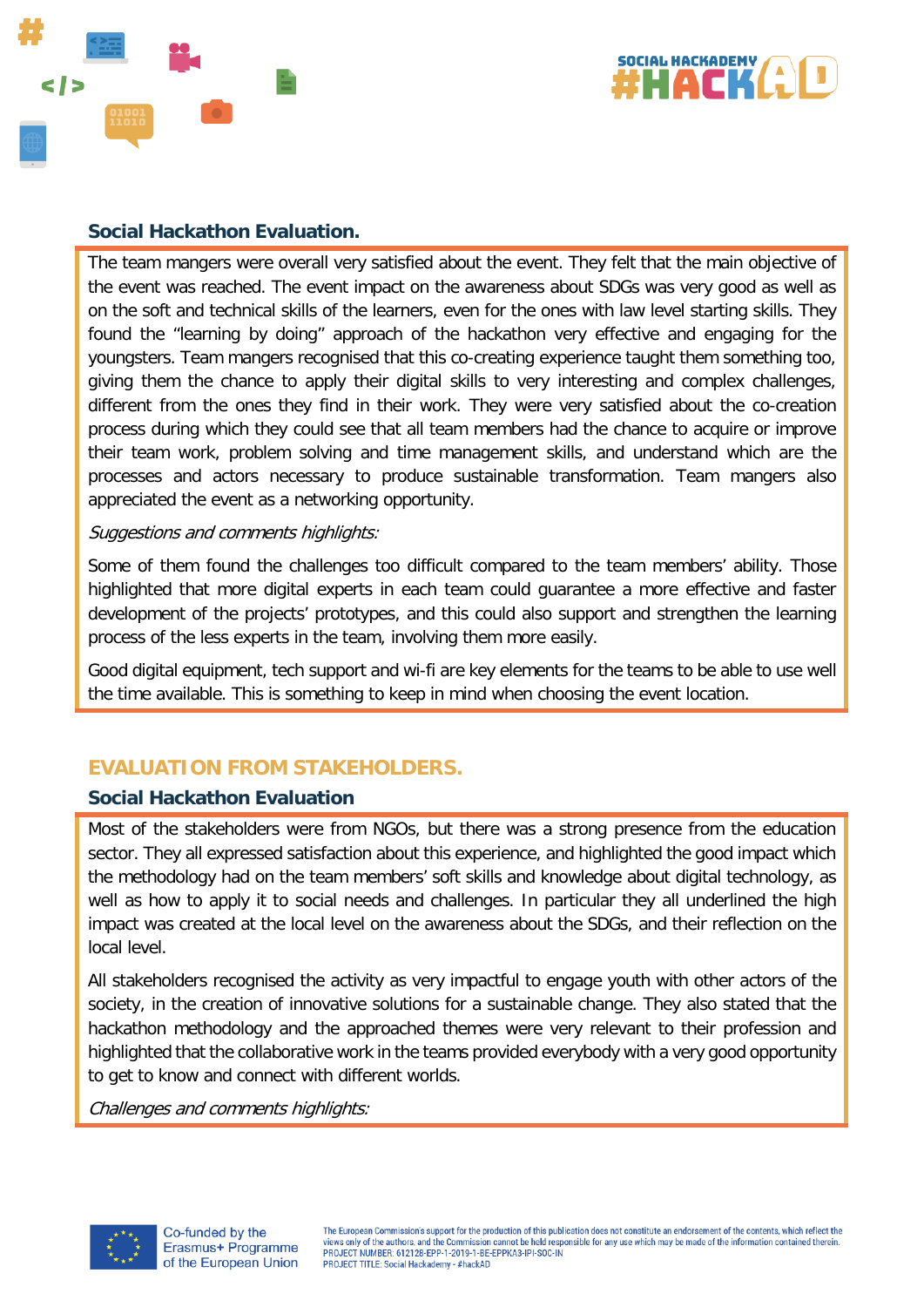### Social Hackathon Evaluation.

The team mangers were overall very satisfied about the event. They felt that the main objective of the event was reached. The event impact on the awareness about SDGs was very good as well as on the soft and technical skills of the learners, even for the ones with law level starting skills. They found the "learning by doing" approach of the hackathon very effective and engaging for the youngsters. Team mangers recognised that this co-creating experience taught them something too, giving them the chance to apply their digital skills to very interesting and complex challenges, different from the ones they find in their work. They were very satisfied about the co-creation process during which they could see that all team members had the chance to acquire or improve their team work, problem solving and time management skills, and understand which are the processes and actors necessary to produce sustainable transformation. Team mangers also appreciated the event as a networking opportunity.

*Suggestions and comments highlights:*

Some of them found the challenges too difficult compared to the team members' ability. Those highlighted that more digital experts in each team could guarantee a more effective and faster development of the projects' prototypes, and this could also support and strengthen the learning process of the less experts in the team, involving them more easily.

Good digital equipment, tech support and wi-fi are key elements for the teams to be able to use well the time available. This is something to keep in mind when choosing the event location.

## EVALUATION FROM STAKEHOLDERS.

### Social Hackathon Evaluation

Most of the stakeholders were from NGOs, but there was a strong presence from the education sector. They all expressed satisfaction about this experience, and highlighted the good impact which the methodology had on the team members' soft skills and knowledge about digital technology, as well as how to apply it to social needs and challenges. In particular they all underlined the high impact was created at the local level on the awareness about the SDGs, and their reflection on the local level.

All stakeholders recognised the activity as very impactful to engage youth with other actors of the society, in the creation of innovative solutions for a sustainable change. They also stated that the hackathon methodology and the approached themes were very relevant to their profession and highlighted that the collaborative work in the teams provided everybody with a very good opportunity to get to know and connect with different worlds.

*Challenges and comments highlights:*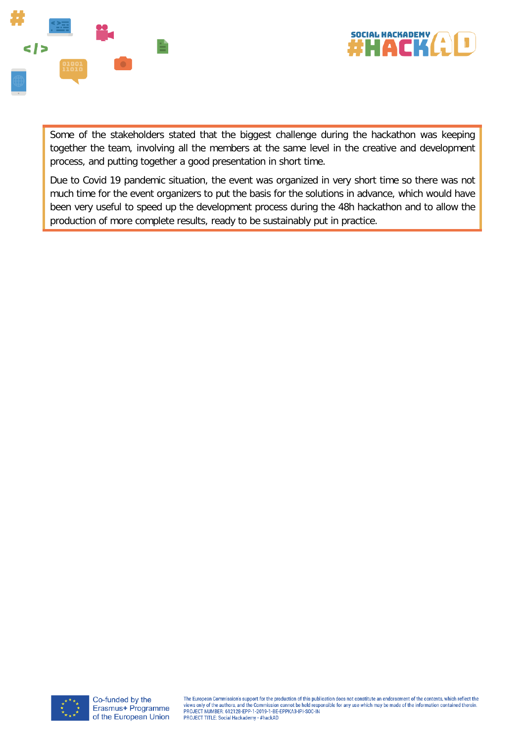Some of the stakeholders stated that the biggest challenge during the hackathon was keeping together the team, involving all the members at the same level in the creative and development process, and putting together a good presentation in short time.

Due to Covid 19 pandemic situation, the event was organized in very short time so there was not much time for the event organizers to put the basis for the solutions in advance, which would have been very useful to speed up the development process during the 48h hackathon and to allow the production of more complete results, ready to be sustainably put in practice.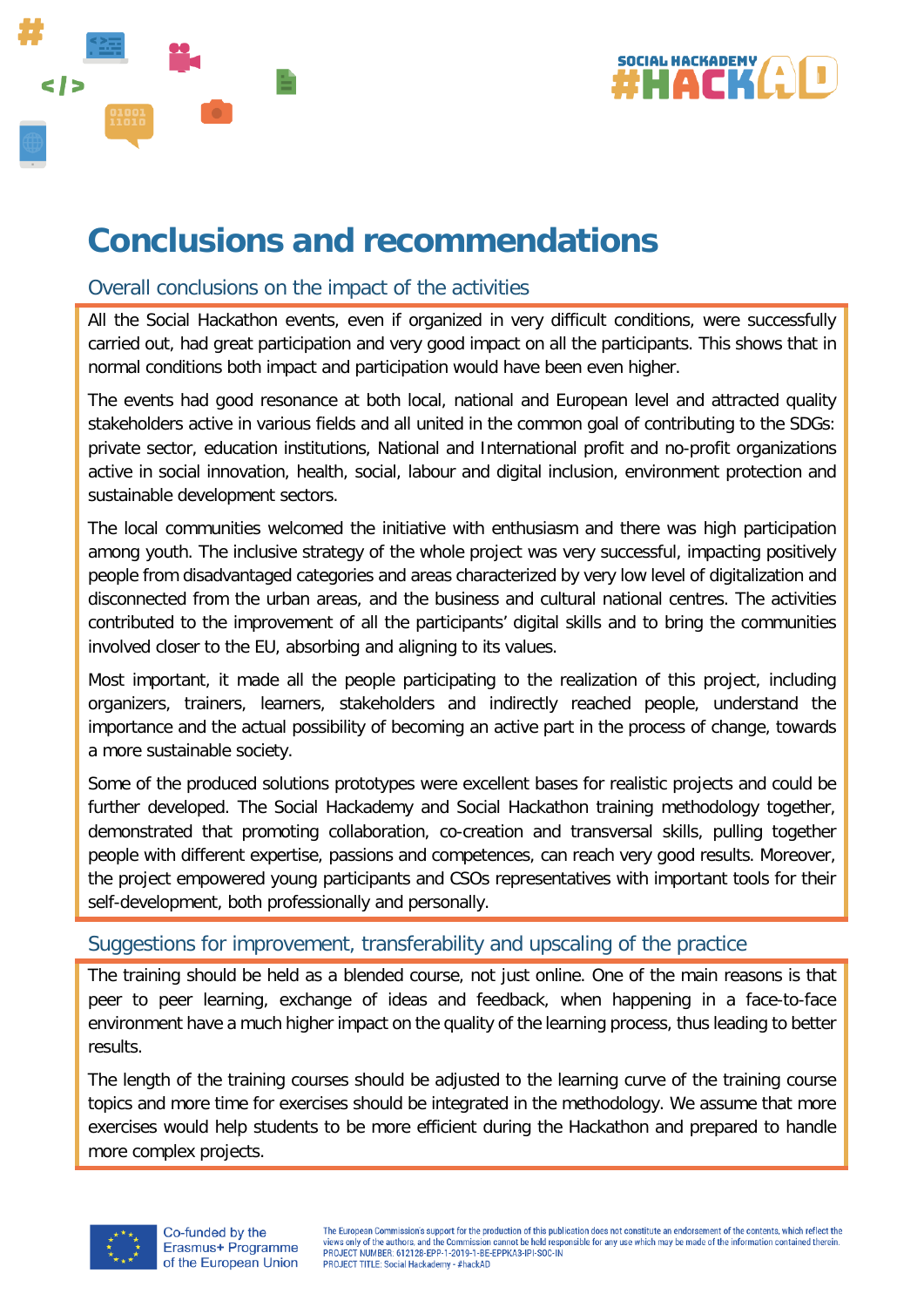# Conclusions and recommendations

## Overall conclusions on the impact of the activities

All the Social Hackathon events, even if organized in very difficult conditions, were successfully carried out, had great participation and very good impact on all the participants. This shows that in normal conditions both impact and participation would have been even higher.

The events had good resonance at both local, national and European level and attracted quality stakeholders active in various fields and all united in the common goal of contributing to the SDGs: private sector, education institutions, National and International profit and no-profit organizations active in social innovation, health, social, labour and digital inclusion, environment protection and sustainable development sectors.

The local communities welcomed the initiative with enthusiasm and there was high participation among youth. The inclusive strategy of the whole project was very successful, impacting positively people from disadvantaged categories and areas characterized by very low level of digitalization and disconnected from the urban areas, and the business and cultural national centres. The activities contributed to the improvement of all the participants' digital skills and to bring the communities involved closer to the EU, absorbing and aligning to its values.

Most important, it made all the people participating to the realization of this project, including organizers, trainers, learners, stakeholders and indirectly reached people, understand the importance and the actual possibility of becoming an active part in the process of change, towards a more sustainable society.

Some of the produced solutions prototypes were excellent bases for realistic projects and could be further developed. The Social Hackademy and Social Hackathon training methodology together, demonstrated that promoting collaboration, co-creation and transversal skills, pulling together people with different expertise, passions and competences, can reach very good results. Moreover, the project empowered young participants and CSOs representatives with important tools for their self-development, both professionally and personally.

## Suggestions for improvement, transferability and upscaling of the practice

The training should be held as a blended course, not just online. One of the main reasons is that peer to peer learning, exchange of ideas and feedback, when happening in a face-to-face environment have a much higher impact on the quality of the learning process, thus leading to better results.

The length of the training courses should be adjusted to the learning curve of the training course topics and more time for exercises should be integrated in the methodology. We assume that more exercises would help students to be more efficient during the Hackathon and prepared to handle more complex projects.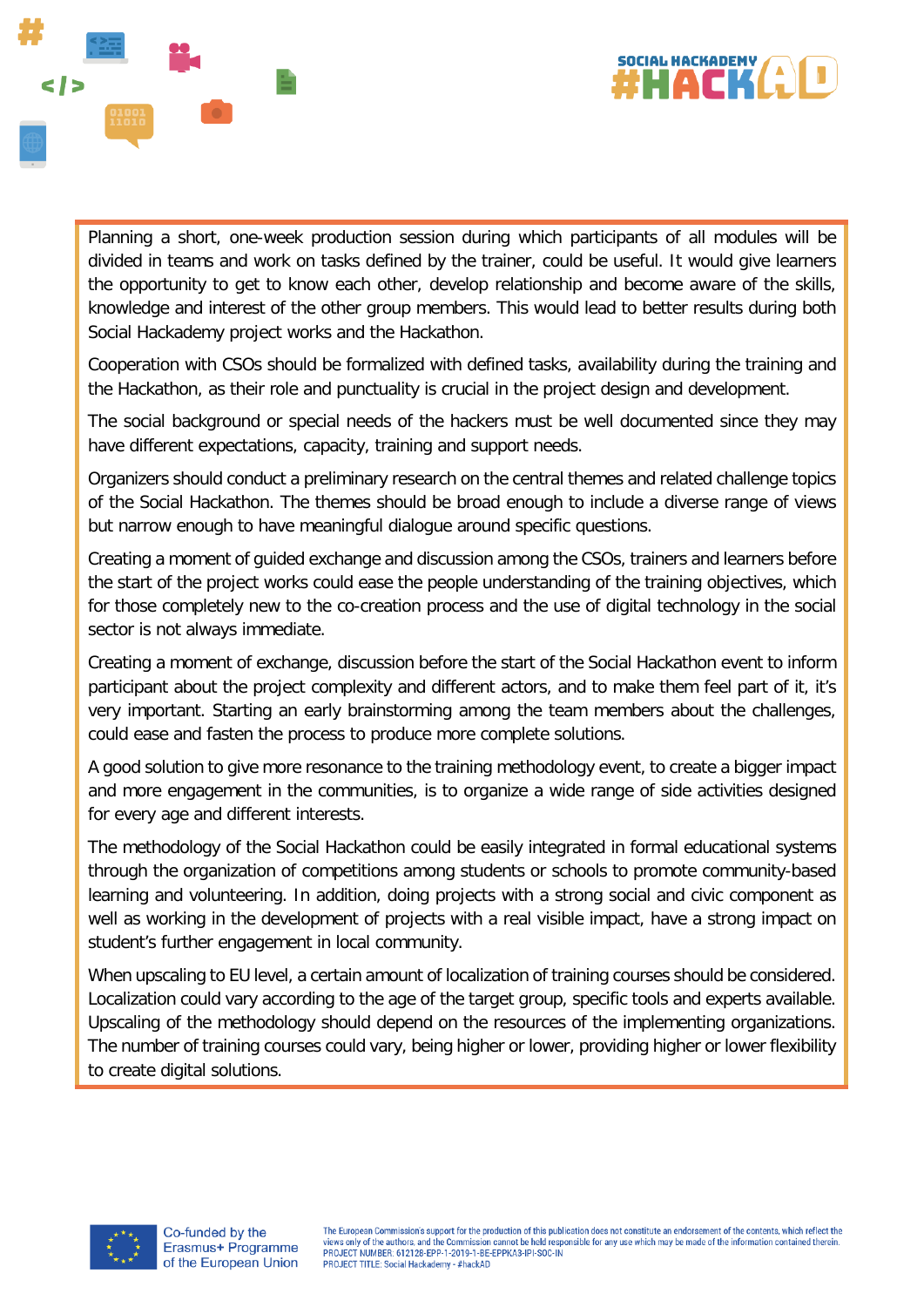Planning a short, one-week production session during which participants of all modules will be divided in teams and work on tasks defined by the trainer, could be useful. It would give learners the opportunity to get to know each other, develop relationship and become aware of the skills, knowledge and interest of the other group members. This would lead to better results during both Social Hackademy project works and the Hackathon.

Cooperation with CSOs should be formalized with defined tasks, availability during the training and the Hackathon, as their role and punctuality is crucial in the project design and development.

The social background or special needs of the hackers must be well documented since they may have different expectations, capacity, training and support needs.

Organizers should conduct a preliminary research on the central themes and related challenge topics of the Social Hackathon. The themes should be broad enough to include a diverse range of views but narrow enough to have meaningful dialogue around specific questions.

Creating a moment of guided exchange and discussion among the CSOs, trainers and learners before the start of the project works could ease the people understanding of the training objectives, which for those completely new to the co-creation process and the use of digital technology in the social sector is not always immediate.

Creating a moment of exchange, discussion before the start of the Social Hackathon event to inform participant about the project complexity and different actors, and to make them feel part of it, it's very important. Starting an early brainstorming among the team members about the challenges, could ease and fasten the process to produce more complete solutions.

A good solution to give more resonance to the training methodology event, to create a bigger impact and more engagement in the communities, is to organize a wide range of side activities designed for every age and different interests.

The methodology of the Social Hackathon could be easily integrated in formal educational systems through the organization of competitions among students or schools to promote community-based learning and volunteering. In addition, doing projects with a strong social and civic component as well as working in the development of projects with a real visible impact, have a strong impact on student's further engagement in local community.

When upscaling to EU level, a certain amount of localization of training courses should be considered. Localization could vary according to the age of the target group, specific tools and experts available. Upscaling of the methodology should depend on the resources of the implementing organizations. The number of training courses could vary, being higher or lower, providing higher or lower flexibility to create digital solutions.